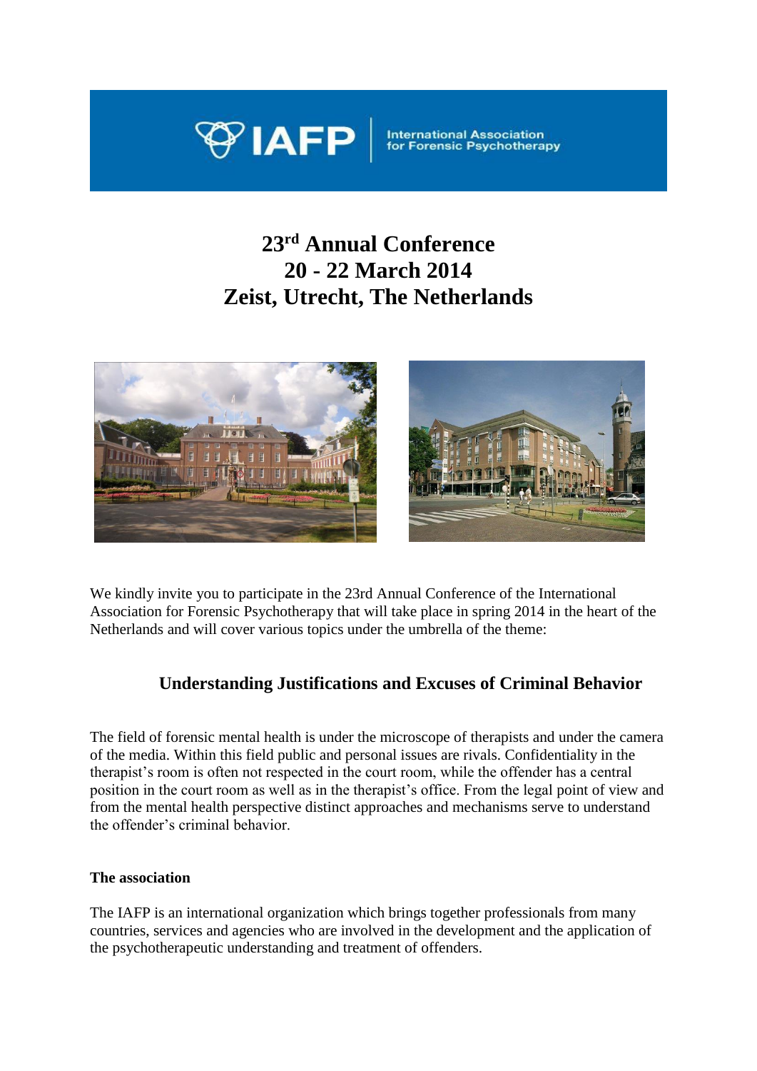IAFP International Association for Forensic Psychotherapy

# 23rd Annual Conference
# 20 - 22 March 2014
# Zeist, Utrecht, The Netherlands

We kindly invite you to participate in the 23rd Annual Conference of the International Association for Forensic Psychotherapy that will take place in spring 2014 in the heart of the Netherlands and will cover various topics under the umbrella of the theme:

## Understanding Justifications and Excuses of Criminal Behavior

The field of forensic mental health is under the microscope of therapists and under the camera of the media. Within this field public and personal issues are rivals. Confidentiality in the therapist's room is often not respected in the court room, while the offender has a central position in the court room as well as in the therapist's office. From the legal point of view and from the mental health perspective distinct approaches and mechanisms serve to understand the offender's criminal behavior.

**The association**

The IAFP is an international organization which brings together professionals from many countries, services and agencies who are involved in the development and the application of the psychotherapeutic understanding and treatment of offenders.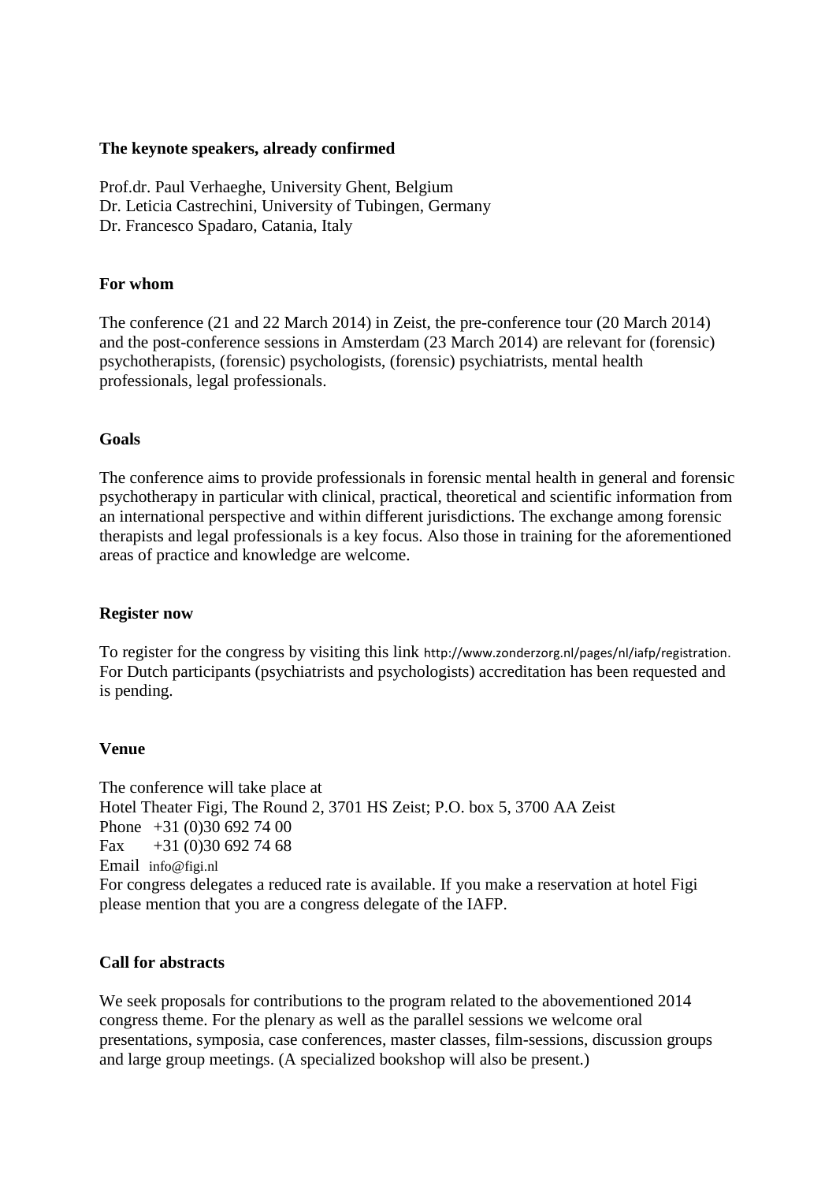**The keynote speakers, already confirmed**

Prof.dr. Paul Verhaeghe, University Ghent, Belgium
Dr. Leticia Castrechini, University of Tubingen, Germany
Dr. Francesco Spadaro, Catania, Italy

**For whom**

The conference (21 and 22 March 2014) in Zeist, the pre-conference tour (20 March 2014) and the post-conference sessions in Amsterdam (23 March 2014) are relevant for (forensic) psychotherapists, (forensic) psychologists, (forensic) psychiatrists, mental health professionals, legal professionals.

**Goals**

The conference aims to provide professionals in forensic mental health in general and forensic psychotherapy in particular with clinical, practical, theoretical and scientific information from an international perspective and within different jurisdictions. The exchange among forensic therapists and legal professionals is a key focus. Also those in training for the aforementioned areas of practice and knowledge are welcome.

**Register now**

To register for the congress by visiting this link http://www.zonderzorg.nl/pages/nl/iafp/registration. For Dutch participants (psychiatrists and psychologists) accreditation has been requested and is pending.

**Venue**

The conference will take place at
Hotel Theater Figi, The Round 2, 3701 HS Zeist; P.O. box 5, 3700 AA Zeist
Phone +31 (0)30 692 74 00
Fax +31 (0)30 692 74 68
Email info@figi.nl
For congress delegates a reduced rate is available. If you make a reservation at hotel Figi please mention that you are a congress delegate of the IAFP.

**Call for abstracts**

We seek proposals for contributions to the program related to the abovementioned 2014 congress theme. For the plenary as well as the parallel sessions we welcome oral presentations, symposia, case conferences, master classes, film-sessions, discussion groups and large group meetings. (A specialized bookshop will also be present.)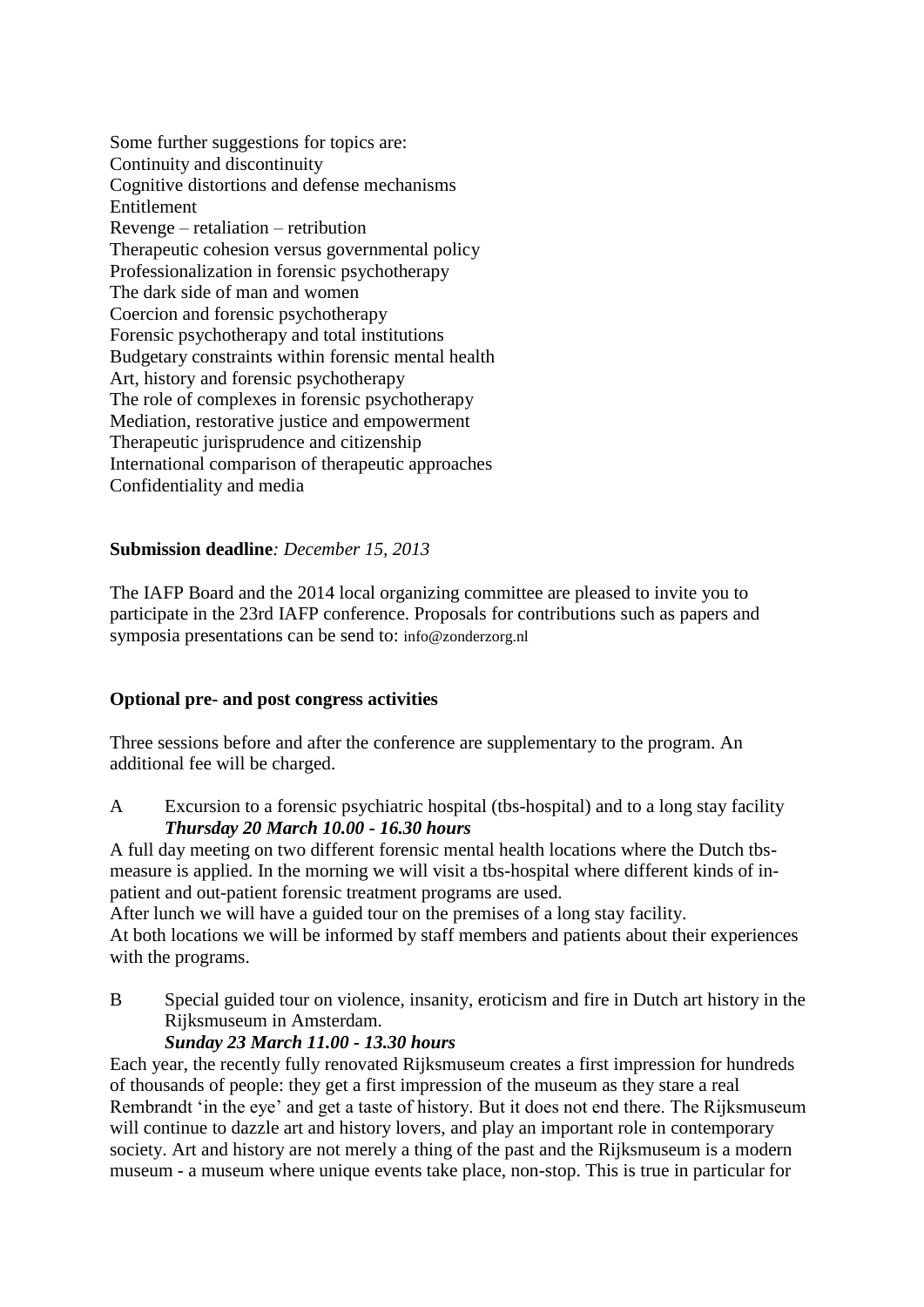Some further suggestions for topics are:
Continuity and discontinuity
Cognitive distortions and defense mechanisms
Entitlement
Revenge – retaliation – retribution
Therapeutic cohesion versus governmental policy
Professionalization in forensic psychotherapy
The dark side of man and women
Coercion and forensic psychotherapy
Forensic psychotherapy and total institutions
Budgetary constraints within forensic mental health
Art, history and forensic psychotherapy
The role of complexes in forensic psychotherapy
Mediation, restorative justice and empowerment
Therapeutic jurisprudence and citizenship
International comparison of therapeutic approaches
Confidentiality and media

**Submission deadline***: December 15, 2013*

The IAFP Board and the 2014 local organizing committee are pleased to invite you to participate in the 23rd IAFP conference. Proposals for contributions such as papers and symposia presentations can be send to: info@zonderzorg.nl

**Optional pre- and post congress activities**

Three sessions before and after the conference are supplementary to the program. An additional fee will be charged.

A Excursion to a forensic psychiatric hospital (tbs-hospital) and to a long stay facility
***Thursday 20 March 10.00 - 16.30 hours***

A full day meeting on two different forensic mental health locations where the Dutch tbs-measure is applied. In the morning we will visit a tbs-hospital where different kinds of in-patient and out-patient forensic treatment programs are used.
After lunch we will have a guided tour on the premises of a long stay facility.
At both locations we will be informed by staff members and patients about their experiences with the programs.

B Special guided tour on violence, insanity, eroticism and fire in Dutch art history in the Rijksmuseum in Amsterdam.
***Sunday 23 March 11.00 - 13.30 hours***

Each year, the recently fully renovated Rijksmuseum creates a first impression for hundreds of thousands of people: they get a first impression of the museum as they stare a real Rembrandt 'in the eye' and get a taste of history. But it does not end there. The Rijksmuseum will continue to dazzle art and history lovers, and play an important role in contemporary society. Art and history are not merely a thing of the past and the Rijksmuseum is a modern museum - a museum where unique events take place, non-stop. This is true in particular for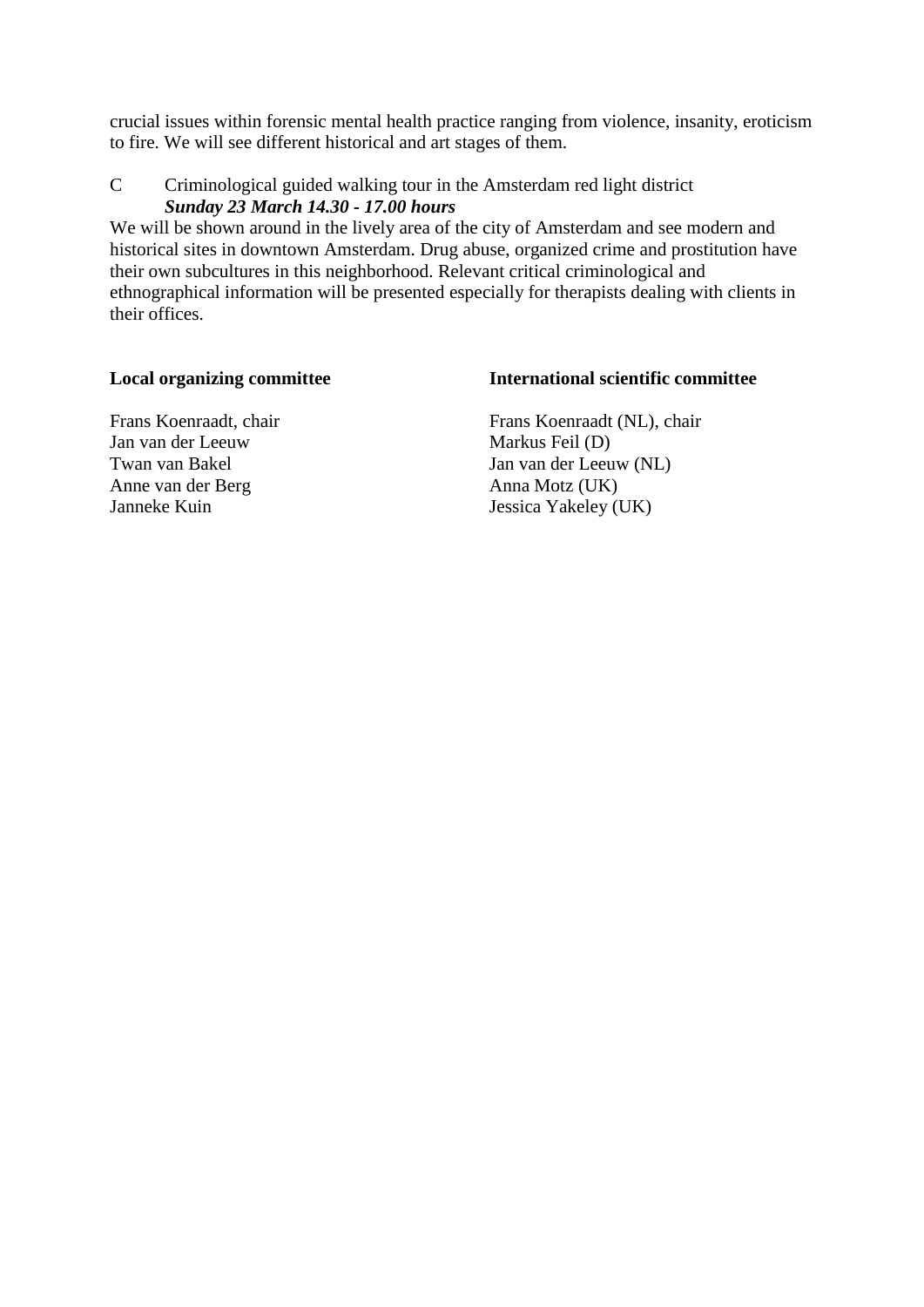crucial issues within forensic mental health practice ranging from violence, insanity, eroticism to fire. We will see different historical and art stages of them.

C Criminological guided walking tour in the Amsterdam red light district
***Sunday 23 March 14.30 - 17.00 hours***

We will be shown around in the lively area of the city of Amsterdam and see modern and historical sites in downtown Amsterdam. Drug abuse, organized crime and prostitution have their own subcultures in this neighborhood. Relevant critical criminological and ethnographical information will be presented especially for therapists dealing with clients in their offices.

**Local organizing committee**

Frans Koenraadt, chair
Jan van der Leeuw
Twan van Bakel
Anne van der Berg
Janneke Kuin

**International scientific committee**

Frans Koenraadt (NL), chair
Markus Feil (D)
Jan van der Leeuw (NL)
Anna Motz (UK)
Jessica Yakeley (UK)